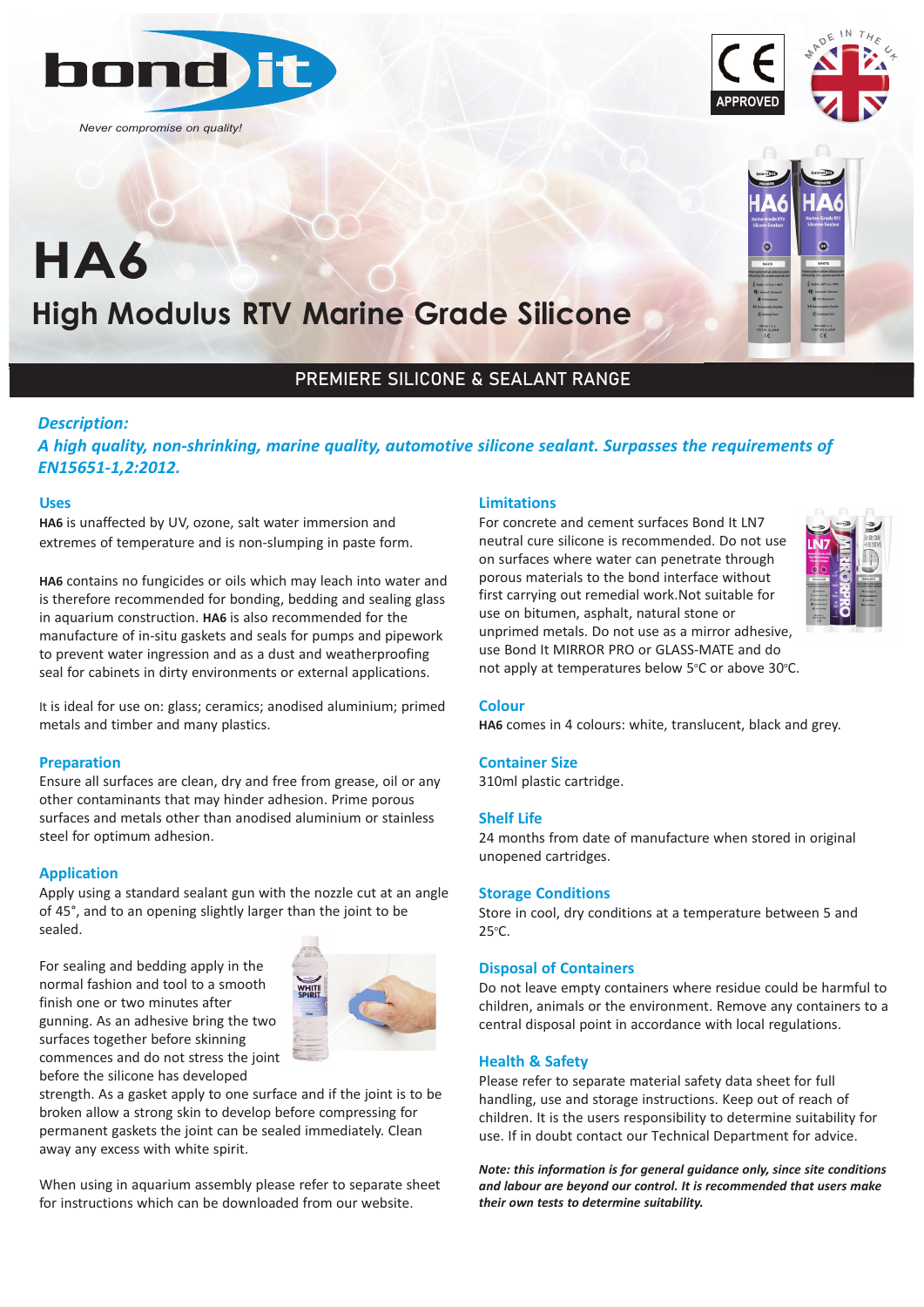bond it

*Never compromise on quality!*

CE APPROVED

MADE IN THE UK

# HA6

## High Modulus RTV Marine Grade Silicone

PREMIERE SILICONE & SEALANT RANGE

***Description:***

***A high quality, non-shrinking, marine quality, automotive silicone sealant. Surpasses the requirements of EN15651-1,2:2012.***

### Uses

**HA6** is unaffected by UV, ozone, salt water immersion and extremes of temperature and is non-slumping in paste form.

**HA6** contains no fungicides or oils which may leach into water and is therefore recommended for bonding, bedding and sealing glass in aquarium construction. **HA6** is also recommended for the manufacture of in-situ gaskets and seals for pumps and pipework to prevent water ingression and as a dust and weatherproofing seal for cabinets in dirty environments or external applications.

It is ideal for use on: glass; ceramics; anodised aluminium; primed metals and timber and many plastics.

### Preparation

Ensure all surfaces are clean, dry and free from grease, oil or any other contaminants that may hinder adhesion. Prime porous surfaces and metals other than anodised aluminium or stainless steel for optimum adhesion.

### Application

Apply using a standard sealant gun with the nozzle cut at an angle of 45°, and to an opening slightly larger than the joint to be sealed.

For sealing and bedding apply in the normal fashion and tool to a smooth finish one or two minutes after gunning. As an adhesive bring the two surfaces together before skinning commences and do not stress the joint before the silicone has developed strength. As a gasket apply to one surface and if the joint is to be broken allow a strong skin to develop before compressing for permanent gaskets the joint can be sealed immediately. Clean away any excess with white spirit.

When using in aquarium assembly please refer to separate sheet for instructions which can be downloaded from our website.

### Limitations

For concrete and cement surfaces Bond It LN7 neutral cure silicone is recommended. Do not use on surfaces where water can penetrate through porous materials to the bond interface without first carrying out remedial work.Not suitable for use on bitumen, asphalt, natural stone or unprimed metals. Do not use as a mirror adhesive, use Bond It MIRROR PRO or GLASS-MATE and do not apply at temperatures below 5°C or above 30°C.

### Colour

**HA6** comes in 4 colours: white, translucent, black and grey.

### Container Size

310ml plastic cartridge.

### Shelf Life

24 months from date of manufacture when stored in original unopened cartridges.

### Storage Conditions

Store in cool, dry conditions at a temperature between 5 and 25°C.

### Disposal of Containers

Do not leave empty containers where residue could be harmful to children, animals or the environment. Remove any containers to a central disposal point in accordance with local regulations.

### Health & Safety

Please refer to separate material safety data sheet for full handling, use and storage instructions. Keep out of reach of children. It is the users responsibility to determine suitability for use. If in doubt contact our Technical Department for advice.

***Note: this information is for general guidance only, since site conditions and labour are beyond our control. It is recommended that users make their own tests to determine suitability.***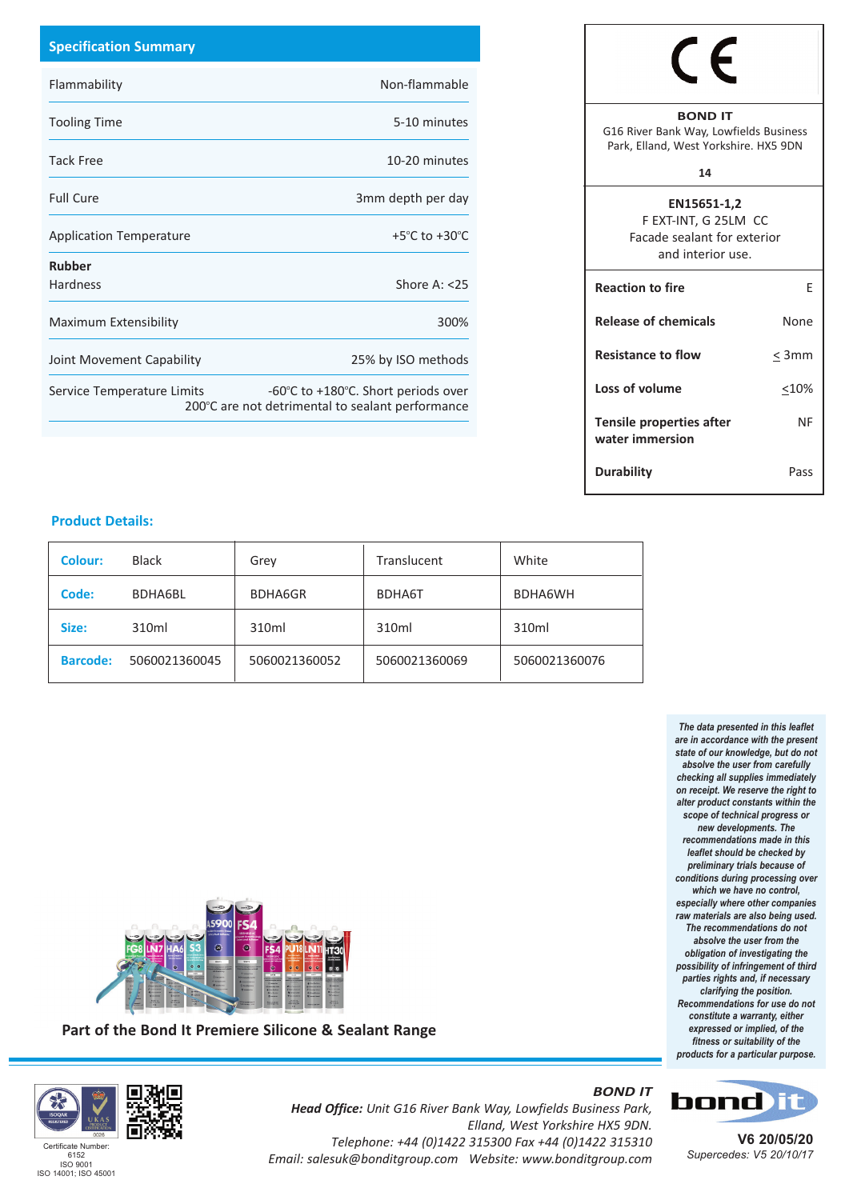## Specification Summary

| | |
|---|---|
| Flammability | Non-flammable |
| Tooling Time | 5-10 minutes |
| Tack Free | 10-20 minutes |
| Full Cure | 3mm depth per day |
| Application Temperature | +5℃ to +30℃ |
| **Rubber** Hardness | Shore A: <25 |
| Maximum Extensibility | 300% |
| Joint Movement Capability | 25% by ISO methods |
| Service Temperature Limits | -60℃ to +180℃. Short periods over 200℃ are not detrimental to sealant performance |

CE

**BOND IT**
G16 River Bank Way, Lowfields Business Park, Elland, West Yorkshire. HX5 9DN

14

**EN15651-1,2**
F EXT-INT, G 25LM CC
Facade sealant for exterior and interior use.

| | |
|---|---|
| **Reaction to fire** | E |
| **Release of chemicals** | None |
| **Resistance to flow** | ≤ 3mm |
| **Loss of volume** | ≤10% |
| **Tensile properties after water immersion** | NF |
| **Durability** | Pass |

### Product Details:

| | | | | |
|---|---|---|---|---|
| **Colour:** | Black | Grey | Translucent | White |
| **Code:** | BDHA6BL | BDHA6GR | BDHA6T | BDHA6WH |
| **Size:** | 310ml | 310ml | 310ml | 310ml |
| **Barcode:** | 5060021360045 | 5060021360052 | 5060021360069 | 5060021360076 |

***The data presented in this leaflet are in accordance with the present state of our knowledge, but do not absolve the user from carefully checking all supplies immediately on receipt. We reserve the right to alter product constants within the scope of technical progress or new developments. The recommendations made in this leaflet should be checked by preliminary trials because of conditions during processing over which we have no control, especially where other companies raw materials are also being used. The recommendations do not absolve the user from the obligation of investigating the possibility of infringement of third parties rights and, if necessary clarifying the position. Recommendations for use do not constitute a warranty, either expressed or implied, of the fitness or suitability of the products for a particular purpose.***

**Part of the Bond It Premiere Silicone & Sealant Range**

Certificate Number: 6152
ISO 9001
ISO 14001; ISO 45001

***BOND IT***
***Head Office:*** *Unit G16 River Bank Way, Lowfields Business Park, Elland, West Yorkshire HX5 9DN.*
*Telephone: +44 (0)1422 315300 Fax +44 (0)1422 315310*
*Email: salesuk@bonditgroup.com Website: www.bonditgroup.com*

bond it

**V6 20/05/20**
*Supercedes: V5 20/10/17*